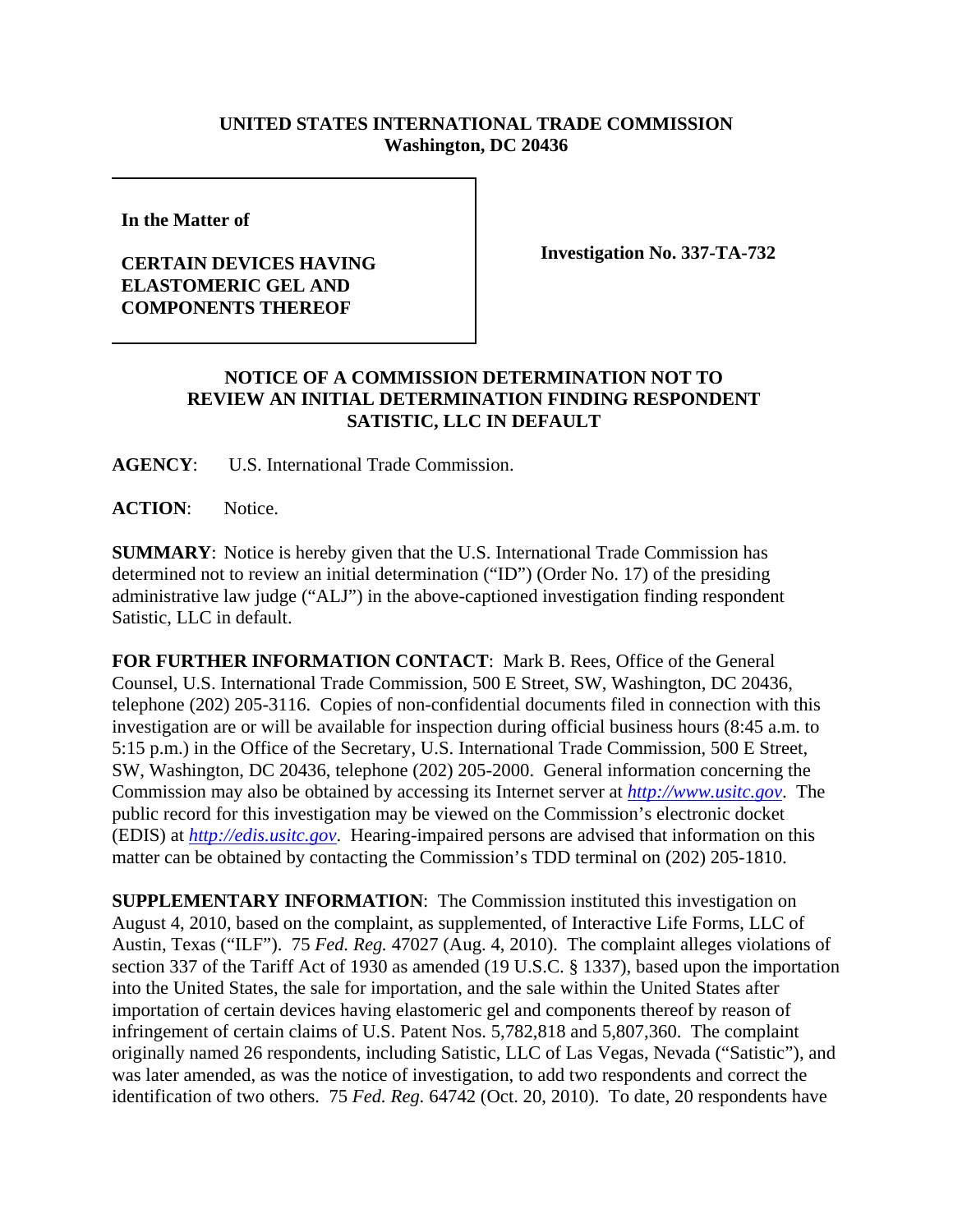**UNITED STATES INTERNATIONAL TRADE COMMISSION**
**Washington, DC 20436**

| In the Matter of<br><br>**CERTAIN DEVICES HAVING ELASTOMERIC GEL AND COMPONENTS THEREOF** | **Investigation No. 337-TA-732** |
|---|---|

## NOTICE OF A COMMISSION DETERMINATION NOT TO REVIEW AN INITIAL DETERMINATION FINDING RESPONDENT SATISTIC, LLC IN DEFAULT

**AGENCY**: U.S. International Trade Commission.

**ACTION**: Notice.

**SUMMARY**: Notice is hereby given that the U.S. International Trade Commission has determined not to review an initial determination ("ID") (Order No. 17) of the presiding administrative law judge ("ALJ") in the above-captioned investigation finding respondent Satistic, LLC in default.

**FOR FURTHER INFORMATION CONTACT**: Mark B. Rees, Office of the General Counsel, U.S. International Trade Commission, 500 E Street, SW, Washington, DC 20436, telephone (202) 205-3116. Copies of non-confidential documents filed in connection with this investigation are or will be available for inspection during official business hours (8:45 a.m. to 5:15 p.m.) in the Office of the Secretary, U.S. International Trade Commission, 500 E Street, SW, Washington, DC 20436, telephone (202) 205-2000. General information concerning the Commission may also be obtained by accessing its Internet server at *http://www.usitc.gov*. The public record for this investigation may be viewed on the Commission's electronic docket (EDIS) at *http://edis.usitc.gov*. Hearing-impaired persons are advised that information on this matter can be obtained by contacting the Commission's TDD terminal on (202) 205-1810.

**SUPPLEMENTARY INFORMATION**: The Commission instituted this investigation on August 4, 2010, based on the complaint, as supplemented, of Interactive Life Forms, LLC of Austin, Texas ("ILF"). 75 *Fed. Reg.* 47027 (Aug. 4, 2010). The complaint alleges violations of section 337 of the Tariff Act of 1930 as amended (19 U.S.C. § 1337), based upon the importation into the United States, the sale for importation, and the sale within the United States after importation of certain devices having elastomeric gel and components thereof by reason of infringement of certain claims of U.S. Patent Nos. 5,782,818 and 5,807,360. The complaint originally named 26 respondents, including Satistic, LLC of Las Vegas, Nevada ("Satistic"), and was later amended, as was the notice of investigation, to add two respondents and correct the identification of two others. 75 *Fed. Reg.* 64742 (Oct. 20, 2010). To date, 20 respondents have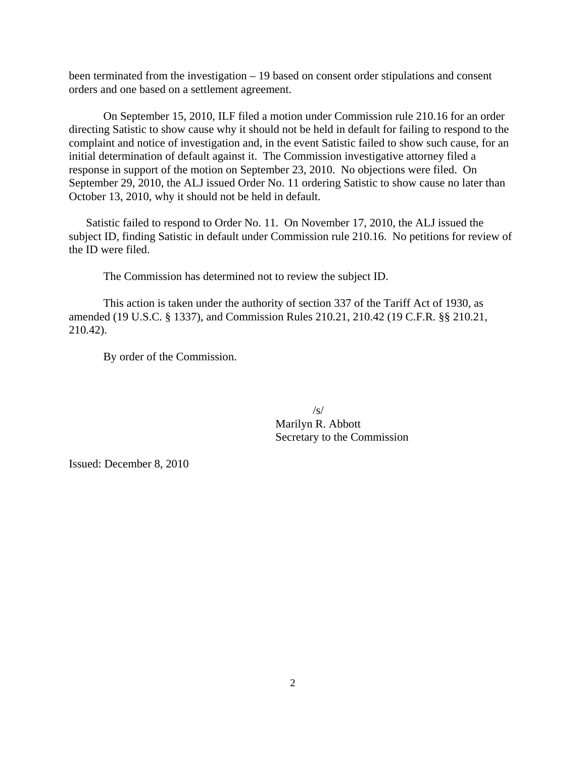been terminated from the investigation – 19 based on consent order stipulations and consent orders and one based on a settlement agreement.

On September 15, 2010, ILF filed a motion under Commission rule 210.16 for an order directing Satistic to show cause why it should not be held in default for failing to respond to the complaint and notice of investigation and, in the event Satistic failed to show such cause, for an initial determination of default against it. The Commission investigative attorney filed a response in support of the motion on September 23, 2010. No objections were filed. On September 29, 2010, the ALJ issued Order No. 11 ordering Satistic to show cause no later than October 13, 2010, why it should not be held in default.

Satistic failed to respond to Order No. 11. On November 17, 2010, the ALJ issued the subject ID, finding Satistic in default under Commission rule 210.16. No petitions for review of the ID were filed.

The Commission has determined not to review the subject ID.

This action is taken under the authority of section 337 of the Tariff Act of 1930, as amended (19 U.S.C. § 1337), and Commission Rules 210.21, 210.42 (19 C.F.R. §§ 210.21, 210.42).

By order of the Commission.

/s/
Marilyn R. Abbott
Secretary to the Commission

Issued: December 8, 2010